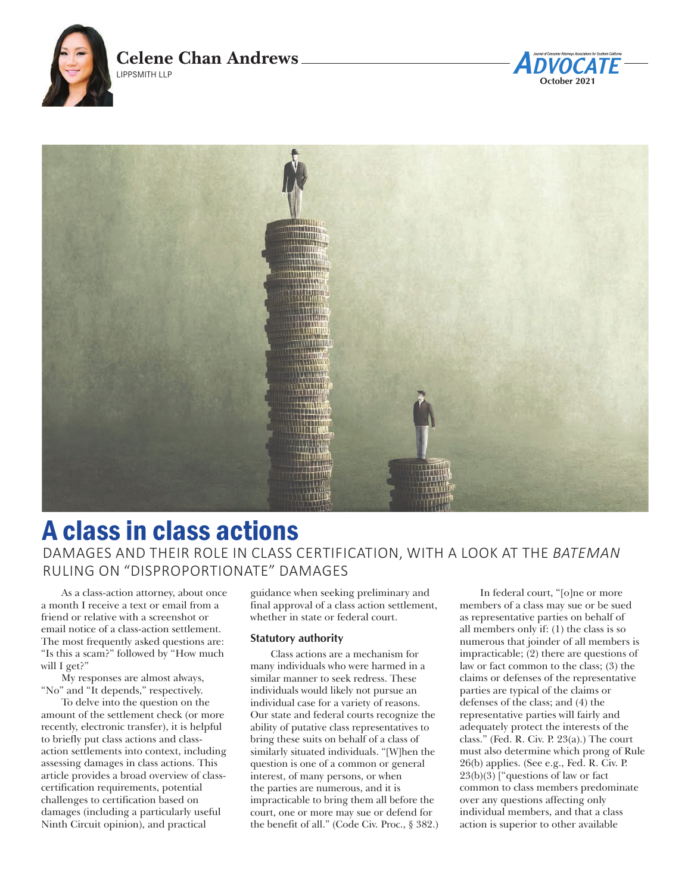Celene Chan Andrews

LIPPSMITH LLP

# A class in class actions

## DAMAGES AND THEIR ROLE IN CLASS CERTIFICATION, WITH A LOOK AT THE *BATEMAN* RULING ON "DISPROPORTIONATE" DAMAGES

As a class-action attorney, about once a month I receive a text or email from a friend or relative with a screenshot or email notice of a class-action settlement. The most frequently asked questions are: "Is this a scam?" followed by "How much will I get?"

My responses are almost always, "No" and "It depends," respectively.

To delve into the question on the amount of the settlement check (or more recently, electronic transfer), it is helpful to briefly put class actions and class-action settlements into context, including assessing damages in class actions. This article provides a broad overview of class-certification requirements, potential challenges to certification based on damages (including a particularly useful Ninth Circuit opinion), and practical guidance when seeking preliminary and final approval of a class action settlement, whether in state or federal court.

### Statutory authority

Class actions are a mechanism for many individuals who were harmed in a similar manner to seek redress. These individuals would likely not pursue an individual case for a variety of reasons. Our state and federal courts recognize the ability of putative class representatives to bring these suits on behalf of a class of similarly situated individuals. "[W]hen the question is one of a common or general interest, of many persons, or when the parties are numerous, and it is impracticable to bring them all before the court, one or more may sue or defend for the benefit of all." (Code Civ. Proc., § 382.)

In federal court, "[o]ne or more members of a class may sue or be sued as representative parties on behalf of all members only if: (1) the class is so numerous that joinder of all members is impracticable; (2) there are questions of law or fact common to the class; (3) the claims or defenses of the representative parties are typical of the claims or defenses of the class; and (4) the representative parties will fairly and adequately protect the interests of the class." (Fed. R. Civ. P. 23(a).) The court must also determine which prong of Rule 26(b) applies. (See e.g., Fed. R. Civ. P. 23(b)(3) ["questions of law or fact common to class members predominate over any questions affecting only individual members, and that a class action is superior to other available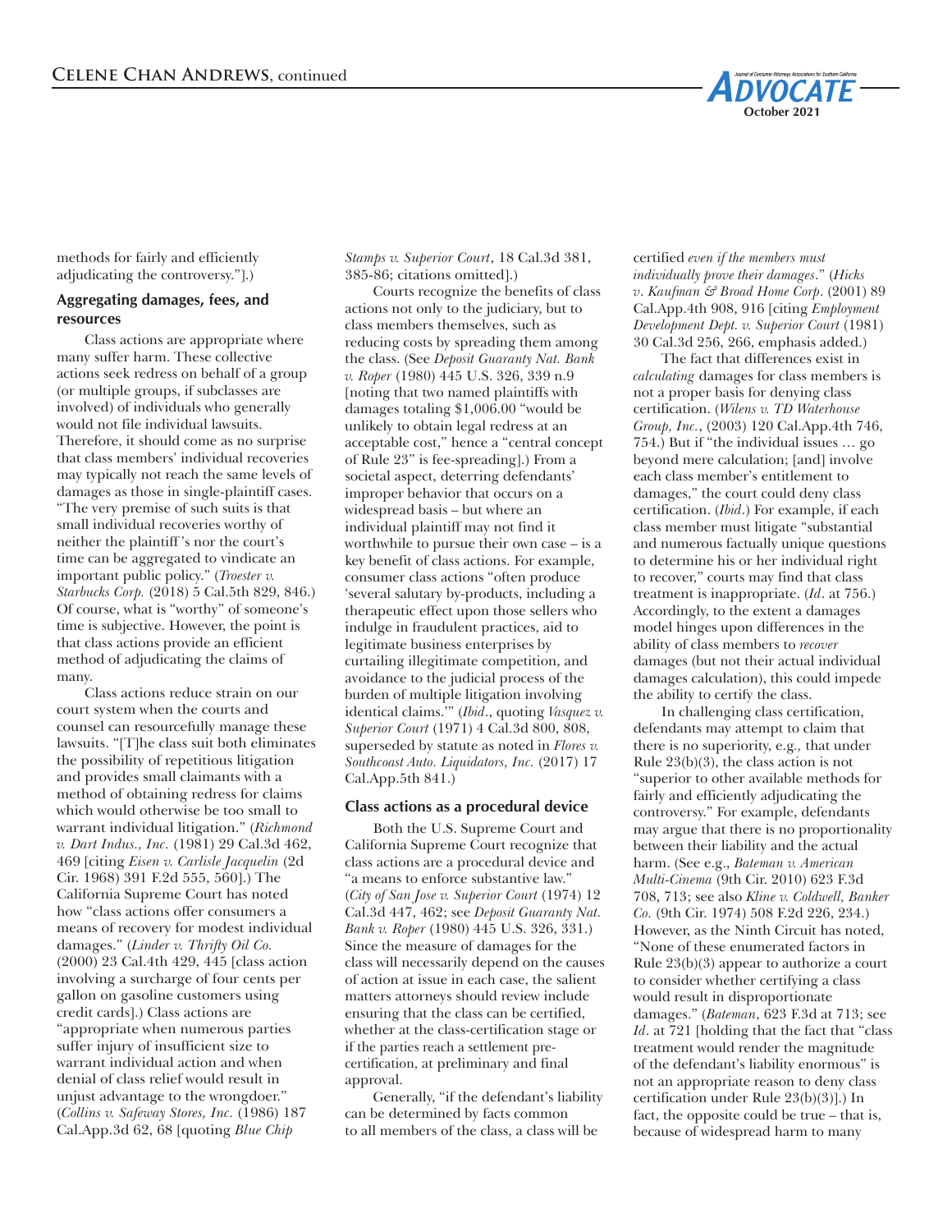methods for fairly and efficiently adjudicating the controversy."].)

### Aggregating damages, fees, and resources

Class actions are appropriate where many suffer harm. These collective actions seek redress on behalf of a group (or multiple groups, if subclasses are involved) of individuals who generally would not file individual lawsuits. Therefore, it should come as no surprise that class members' individual recoveries may typically not reach the same levels of damages as those in single-plaintiff cases. "The very premise of such suits is that small individual recoveries worthy of neither the plaintiff's nor the court's time can be aggregated to vindicate an important public policy." (*Troester v. Starbucks Corp.* (2018) 5 Cal.5th 829, 846.) Of course, what is "worthy" of someone's time is subjective. However, the point is that class actions provide an efficient method of adjudicating the claims of many.

Class actions reduce strain on our court system when the courts and counsel can resourcefully manage these lawsuits. "[T]he class suit both eliminates the possibility of repetitious litigation and provides small claimants with a method of obtaining redress for claims which would otherwise be too small to warrant individual litigation." (*Richmond v. Dart Indus., Inc.* (1981) 29 Cal.3d 462, 469 [citing *Eisen v. Carlisle Jacquelin* (2d Cir. 1968) 391 F.2d 555, 560].) The California Supreme Court has noted how "class actions offer consumers a means of recovery for modest individual damages." (*Linder v. Thrifty Oil Co.* (2000) 23 Cal.4th 429, 445 [class action involving a surcharge of four cents per gallon on gasoline customers using credit cards].) Class actions are "appropriate when numerous parties suffer injury of insufficient size to warrant individual action and when denial of class relief would result in unjust advantage to the wrongdoer." (*Collins v. Safeway Stores, Inc.* (1986) 187 Cal.App.3d 62, 68 [quoting *Blue Chip Stamps v. Superior Court*, 18 Cal.3d 381, 385-86; citations omitted].)

Courts recognize the benefits of class actions not only to the judiciary, but to class members themselves, such as reducing costs by spreading them among the class. (See *Deposit Guaranty Nat. Bank v. Roper* (1980) 445 U.S. 326, 339 n.9 [noting that two named plaintiffs with damages totaling $1,006.00 "would be unlikely to obtain legal redress at an acceptable cost," hence a "central concept of Rule 23" is fee-spreading].) From a societal aspect, deterring defendants' improper behavior that occurs on a widespread basis – but where an individual plaintiff may not find it worthwhile to pursue their own case – is a key benefit of class actions. For example, consumer class actions "often produce 'several salutary by-products, including a therapeutic effect upon those sellers who indulge in fraudulent practices, aid to legitimate business enterprises by curtailing illegitimate competition, and avoidance to the judicial process of the burden of multiple litigation involving identical claims.'" (*Ibid*., quoting *Vasquez v. Superior Court* (1971) 4 Cal.3d 800, 808, superseded by statute as noted in *Flores v. Southcoast Auto. Liquidators, Inc.* (2017) 17 Cal.App.5th 841.)

### Class actions as a procedural device

Both the U.S. Supreme Court and California Supreme Court recognize that class actions are a procedural device and "a means to enforce substantive law." (*City of San Jose v. Superior Court* (1974) 12 Cal.3d 447, 462; see *Deposit Guaranty Nat. Bank v. Roper* (1980) 445 U.S. 326, 331.) Since the measure of damages for the class will necessarily depend on the causes of action at issue in each case, the salient matters attorneys should review include ensuring that the class can be certified, whether at the class-certification stage or if the parties reach a settlement pre-certification, at preliminary and final approval.

Generally, "if the defendant's liability can be determined by facts common to all members of the class, a class will be certified *even if the members must individually prove their damages*." (*Hicks v. Kaufman & Broad Home Corp.* (2001) 89 Cal.App.4th 908, 916 [citing *Employment Development Dept. v. Superior Court* (1981) 30 Cal.3d 256, 266, emphasis added.)

The fact that differences exist in *calculating* damages for class members is not a proper basis for denying class certification. (*Wilens v. TD Waterhouse Group, Inc.*, (2003) 120 Cal.App.4th 746, 754.) But if "the individual issues … go beyond mere calculation; [and] involve each class member's entitlement to damages," the court could deny class certification. (*Ibid*.) For example, if each class member must litigate "substantial and numerous factually unique questions to determine his or her individual right to recover," courts may find that class treatment is inappropriate. (*Id*. at 756.) Accordingly, to the extent a damages model hinges upon differences in the ability of class members to *recover* damages (but not their actual individual damages calculation), this could impede the ability to certify the class.

In challenging class certification, defendants may attempt to claim that there is no superiority, e.g., that under Rule 23(b)(3), the class action is not "superior to other available methods for fairly and efficiently adjudicating the controversy." For example, defendants may argue that there is no proportionality between their liability and the actual harm. (See e.g., *Bateman v. American Multi-Cinema* (9th Cir. 2010) 623 F.3d 708, 713; see also *Kline v. Coldwell, Banker Co.* (9th Cir. 1974) 508 F.2d 226, 234.) However, as the Ninth Circuit has noted, "None of these enumerated factors in Rule 23(b)(3) appear to authorize a court to consider whether certifying a class would result in disproportionate damages." (*Bateman*, 623 F.3d at 713; see *Id*. at 721 [holding that the fact that "class treatment would render the magnitude of the defendant's liability enormous" is not an appropriate reason to deny class certification under Rule 23(b)(3)].) In fact, the opposite could be true – that is, because of widespread harm to many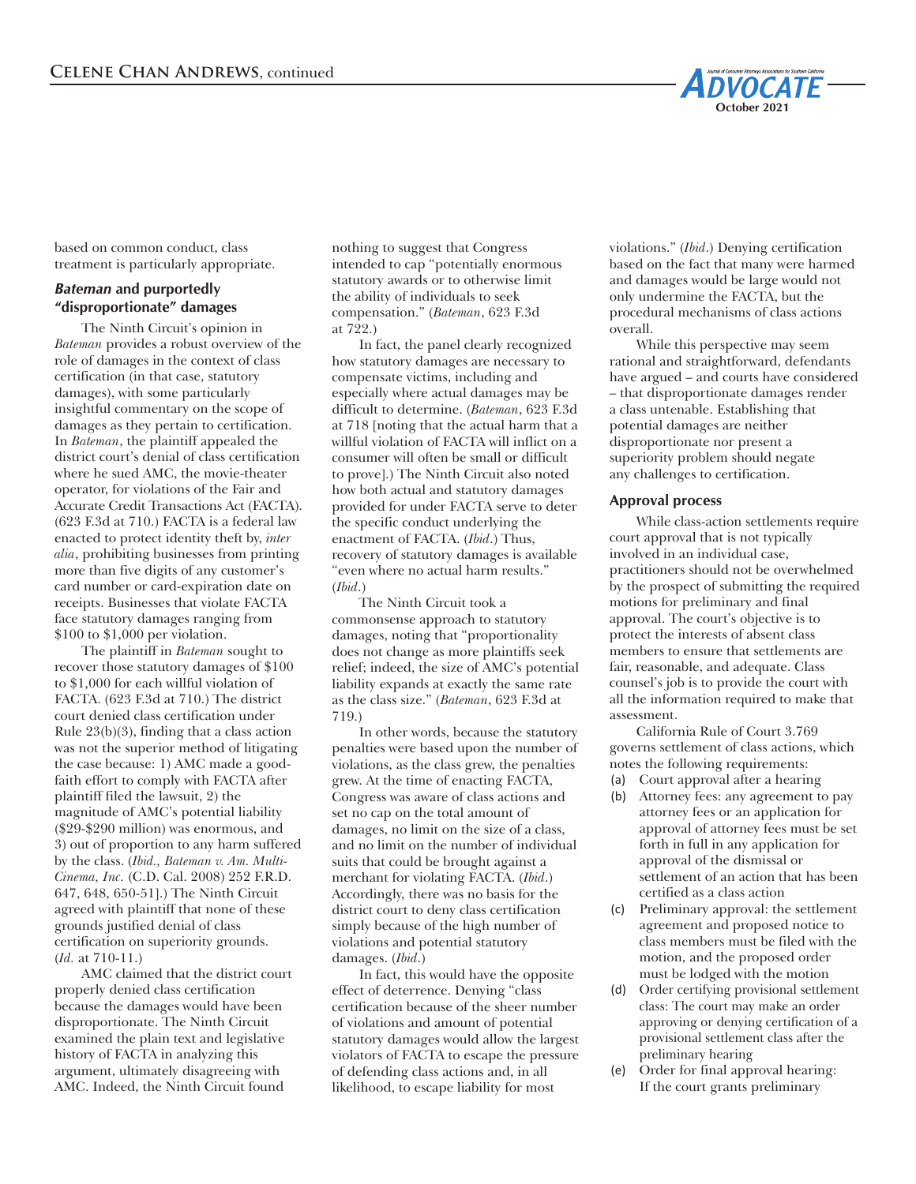based on common conduct, class treatment is particularly appropriate.

### *Bateman* and purportedly "disproportionate" damages

The Ninth Circuit's opinion in *Bateman* provides a robust overview of the role of damages in the context of class certification (in that case, statutory damages), with some particularly insightful commentary on the scope of damages as they pertain to certification. In *Bateman*, the plaintiff appealed the district court's denial of class certification where he sued AMC, the movie-theater operator, for violations of the Fair and Accurate Credit Transactions Act (FACTA). (623 F.3d at 710.) FACTA is a federal law enacted to protect identity theft by, *inter alia*, prohibiting businesses from printing more than five digits of any customer's card number or card-expiration date on receipts. Businesses that violate FACTA face statutory damages ranging from $100 to $1,000 per violation.

The plaintiff in *Bateman* sought to recover those statutory damages of $100 to $1,000 for each willful violation of FACTA. (623 F.3d at 710.) The district court denied class certification under Rule 23(b)(3), finding that a class action was not the superior method of litigating the case because: 1) AMC made a good-faith effort to comply with FACTA after plaintiff filed the lawsuit, 2) the magnitude of AMC's potential liability ($29-$290 million) was enormous, and 3) out of proportion to any harm suffered by the class. (*Ibid., Bateman v. Am. Multi-Cinema, Inc.* (C.D. Cal. 2008) 252 F.R.D. 647, 648, 650-51].) The Ninth Circuit agreed with plaintiff that none of these grounds justified denial of class certification on superiority grounds. (*Id.* at 710-11.)

AMC claimed that the district court properly denied class certification because the damages would have been disproportionate. The Ninth Circuit examined the plain text and legislative history of FACTA in analyzing this argument, ultimately disagreeing with AMC. Indeed, the Ninth Circuit found nothing to suggest that Congress intended to cap "potentially enormous statutory awards or to otherwise limit the ability of individuals to seek compensation." (*Bateman*, 623 F.3d at 722.)

In fact, the panel clearly recognized how statutory damages are necessary to compensate victims, including and especially where actual damages may be difficult to determine. (*Bateman*, 623 F.3d at 718 [noting that the actual harm that a willful violation of FACTA will inflict on a consumer will often be small or difficult to prove].) The Ninth Circuit also noted how both actual and statutory damages provided for under FACTA serve to deter the specific conduct underlying the enactment of FACTA. (*Ibid.*) Thus, recovery of statutory damages is available "even where no actual harm results." (*Ibid.*)

The Ninth Circuit took a commonsense approach to statutory damages, noting that "proportionality does not change as more plaintiffs seek relief; indeed, the size of AMC's potential liability expands at exactly the same rate as the class size." (*Bateman*, 623 F.3d at 719.)

In other words, because the statutory penalties were based upon the number of violations, as the class grew, the penalties grew. At the time of enacting FACTA, Congress was aware of class actions and set no cap on the total amount of damages, no limit on the size of a class, and no limit on the number of individual suits that could be brought against a merchant for violating FACTA. (*Ibid.*) Accordingly, there was no basis for the district court to deny class certification simply because of the high number of violations and potential statutory damages. (*Ibid.*)

In fact, this would have the opposite effect of deterrence. Denying "class certification because of the sheer number of violations and amount of potential statutory damages would allow the largest violators of FACTA to escape the pressure of defending class actions and, in all likelihood, to escape liability for most violations." (*Ibid.*) Denying certification based on the fact that many were harmed and damages would be large would not only undermine the FACTA, but the procedural mechanisms of class actions overall.

While this perspective may seem rational and straightforward, defendants have argued – and courts have considered – that disproportionate damages render a class untenable. Establishing that potential damages are neither disproportionate nor present a superiority problem should negate any challenges to certification.

### Approval process

While class-action settlements require court approval that is not typically involved in an individual case, practitioners should not be overwhelmed by the prospect of submitting the required motions for preliminary and final approval. The court's objective is to protect the interests of absent class members to ensure that settlements are fair, reasonable, and adequate. Class counsel's job is to provide the court with all the information required to make that assessment.

California Rule of Court 3.769 governs settlement of class actions, which notes the following requirements:

(a) Court approval after a hearing
(b) Attorney fees: any agreement to pay attorney fees or an application for approval of attorney fees must be set forth in full in any application for approval of the dismissal or settlement of an action that has been certified as a class action
(c) Preliminary approval: the settlement agreement and proposed notice to class members must be filed with the motion, and the proposed order must be lodged with the motion
(d) Order certifying provisional settlement class: The court may make an order approving or denying certification of a provisional settlement class after the preliminary hearing
(e) Order for final approval hearing: If the court grants preliminary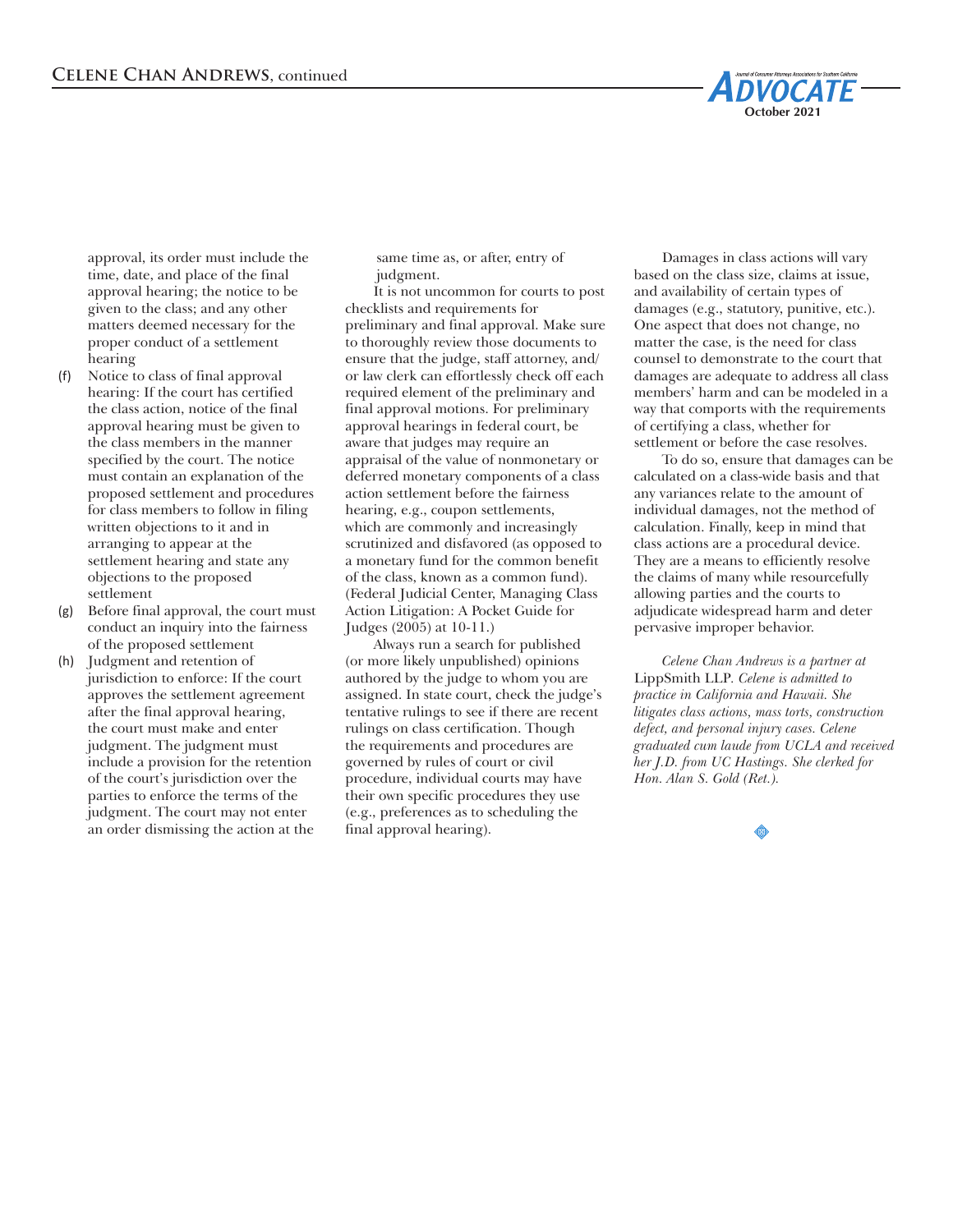approval, its order must include the time, date, and place of the final approval hearing; the notice to be given to the class; and any other matters deemed necessary for the proper conduct of a settlement hearing

(f) Notice to class of final approval hearing: If the court has certified the class action, notice of the final approval hearing must be given to the class members in the manner specified by the court. The notice must contain an explanation of the proposed settlement and procedures for class members to follow in filing written objections to it and in arranging to appear at the settlement hearing and state any objections to the proposed settlement

(g) Before final approval, the court must conduct an inquiry into the fairness of the proposed settlement

(h) Judgment and retention of jurisdiction to enforce: If the court approves the settlement agreement after the final approval hearing, the court must make and enter judgment. The judgment must include a provision for the retention of the court's jurisdiction over the parties to enforce the terms of the judgment. The court may not enter an order dismissing the action at the same time as, or after, entry of judgment.

It is not uncommon for courts to post checklists and requirements for preliminary and final approval. Make sure to thoroughly review those documents to ensure that the judge, staff attorney, and/or law clerk can effortlessly check off each required element of the preliminary and final approval motions. For preliminary approval hearings in federal court, be aware that judges may require an appraisal of the value of nonmonetary or deferred monetary components of a class action settlement before the fairness hearing, e.g., coupon settlements, which are commonly and increasingly scrutinized and disfavored (as opposed to a monetary fund for the common benefit of the class, known as a common fund). (Federal Judicial Center, Managing Class Action Litigation: A Pocket Guide for Judges (2005) at 10-11.)

Always run a search for published (or more likely unpublished) opinions authored by the judge to whom you are assigned. In state court, check the judge's tentative rulings to see if there are recent rulings on class certification. Though the requirements and procedures are governed by rules of court or civil procedure, individual courts may have their own specific procedures they use (e.g., preferences as to scheduling the final approval hearing).

Damages in class actions will vary based on the class size, claims at issue, and availability of certain types of damages (e.g., statutory, punitive, etc.). One aspect that does not change, no matter the case, is the need for class counsel to demonstrate to the court that damages are adequate to address all class members' harm and can be modeled in a way that comports with the requirements of certifying a class, whether for settlement or before the case resolves.

To do so, ensure that damages can be calculated on a class-wide basis and that any variances relate to the amount of individual damages, not the method of calculation. Finally, keep in mind that class actions are a procedural device. They are a means to efficiently resolve the claims of many while resourcefully allowing parties and the courts to adjudicate widespread harm and deter pervasive improper behavior.

*Celene Chan Andrews is a partner at* LippSmith LLP. *Celene is admitted to practice in California and Hawaii. She litigates class actions, mass torts, construction defect, and personal injury cases. Celene graduated cum laude from UCLA and received her J.D. from UC Hastings. She clerked for Hon. Alan S. Gold (Ret.).*